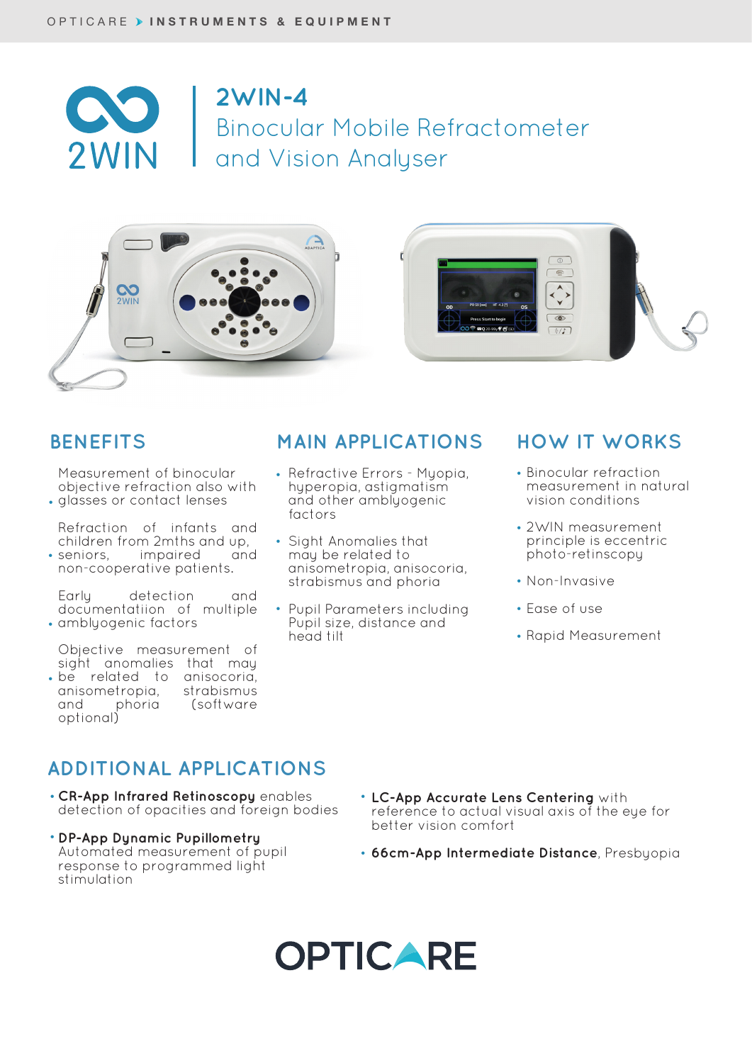OPTICARE ▸ **INSTRUMENTS & EQUIPMENT**

2WIN

# 2WIN-4
## Binocular Mobile Refractometer and Vision Analyser

## BENEFITS

- Measurement of binocular objective refraction also with glasses or contact lenses
- Refraction of infants and children from 2mths and up, seniors, impaired and non-cooperative patients.
- Early detection and documentatiion of multiple amblyogenic factors
- Objective measurement of sight anomalies that may be related to anisocoria, anisometropia, strabismus and phoria (software optional)

## MAIN APPLICATIONS

- Refractive Errors - Myopia, hyperopia, astigmatism and other amblyogenic factors
- Sight Anomalies that may be related to anisometropia, anisocoria, strabismus and phoria
- Pupil Parameters including Pupil size, distance and head tilt

## HOW IT WORKS

- Binocular refraction measurement in natural vision conditions
- 2WIN measurement principle is eccentric photo-retinscopy
- Non-Invasive
- Ease of use
- Rapid Measurement

## ADDITIONAL APPLICATIONS

- **CR-App Infrared Retinoscopy** enables detection of opacities and foreign bodies
- **DP-App Dynamic Pupillometry** Automated measurement of pupil response to programmed light stimulation
- **LC-App Accurate Lens Centering** with reference to actual visual axis of the eye for better vision comfort
- **66cm-App Intermediate Distance**, Presbyopia

OPTICARE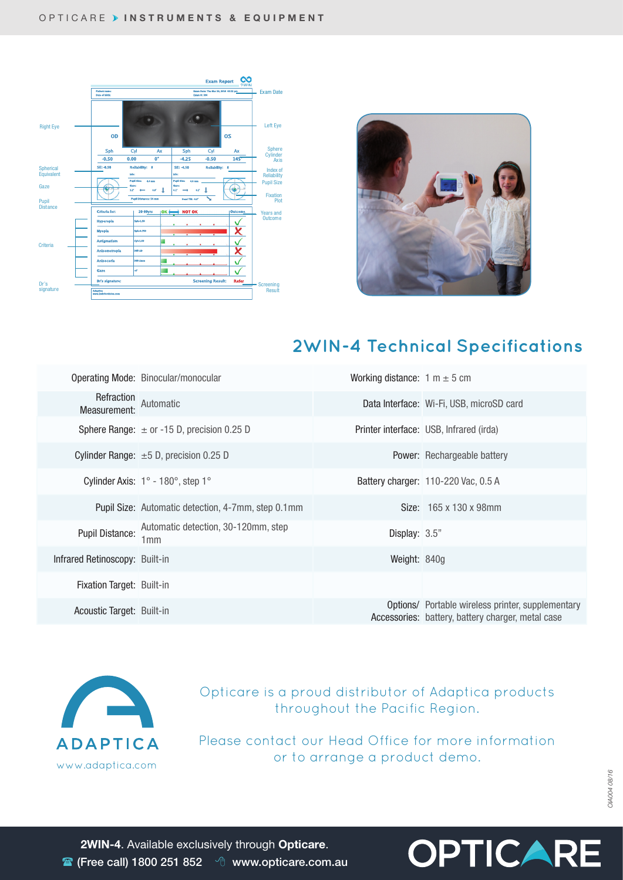## 2WIN-4 Technical Specifications

| | | | |
|---|---|---|---|
| Operating Mode: | Binocular/monocular | Working distance: | 1 m ± 5 cm |
| Refraction Measurement: | Automatic | Data Interface: | Wi-Fi, USB, microSD card |
| Sphere Range: | ± or -15 D, precision 0.25 D | Printer interface: | USB, Infrared (irda) |
| Cylinder Range: | ±5 D, precision 0.25 D | Power: | Rechargeable battery |
| Cylinder Axis: | 1° - 180°, step 1° | Battery charger: | 110-220 Vac, 0.5 A |
| Pupil Size: | Automatic detection, 4-7mm, step 0.1mm | Size: | 165 x 130 x 98mm |
| Pupil Distance: | Automatic detection, 30-120mm, step 1mm | Display: | 3.5" |
| Infrared Retinoscopy: | Built-in | Weight: | 840g |
| Fixation Target: | Built-in | | |
| Acoustic Target: | Built-in | Options/ Accessories: | Portable wireless printer, supplementary battery, battery charger, metal case |

ADAPTICA
www.adaptica.com

Opticare is a proud distributor of Adaptica products throughout the Pacific Region.

Please contact our Head Office for more information or to arrange a product demo.

OIA004 08/16

**2WIN-4**. Available exclusively through **Opticare**.
(Free call) 1800 251 852 www.opticare.com.au